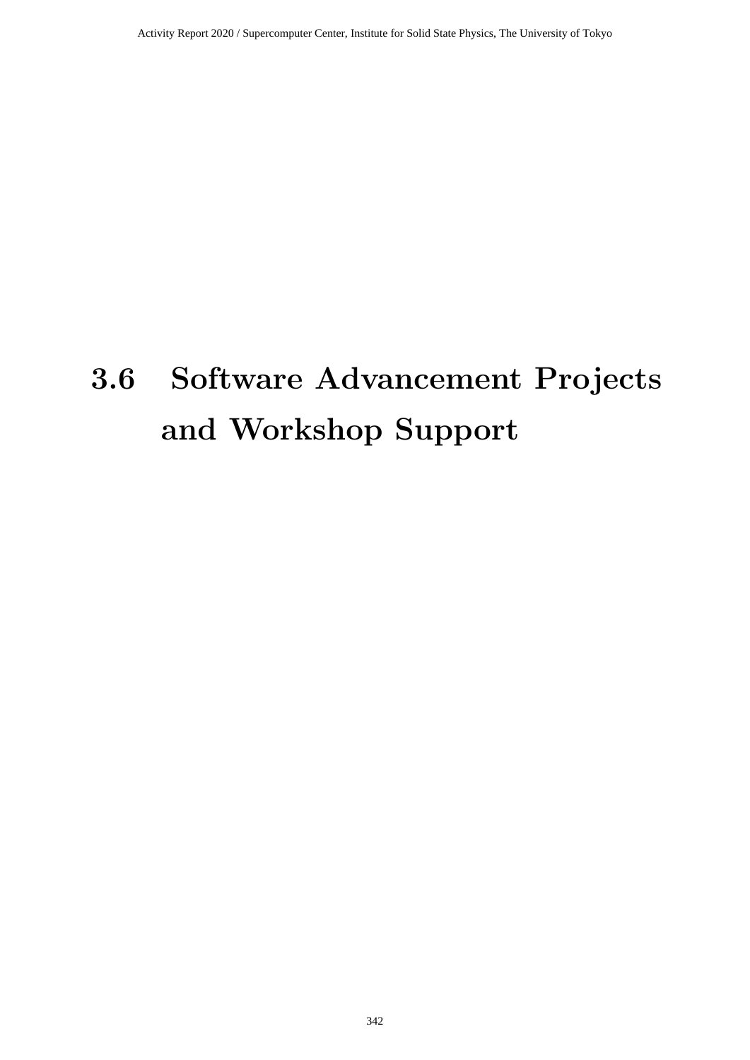## 3.6 Software Advancement Projects and Workshop Support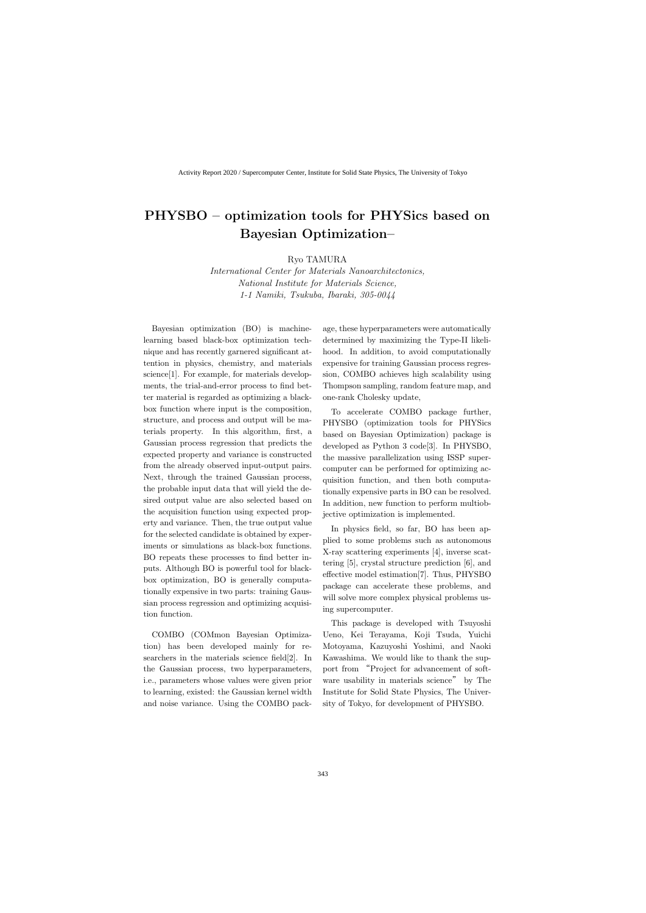# PHYSBO – optimization tools for PHYSics based on Bayesian Optimization–

Ryo TAMURA

*International Center for Materials Nanoarchitectonics, National Institute for Materials Science, 1-1 Namiki, Tsukuba, Ibaraki, 305-0044*

Bayesian optimization (BO) is machine-learning based black-box optimization technique and has recently garnered significant attention in physics, chemistry, and materials science[1]. For example, for materials developments, the trial-and-error process to find better material is regarded as optimizing a black-box function where input is the composition, structure, and process and output will be materials property. In this algorithm, first, a Gaussian process regression that predicts the expected property and variance is constructed from the already observed input-output pairs. Next, through the trained Gaussian process, the probable input data that will yield the desired output value are also selected based on the acquisition function using expected property and variance. Then, the true output value for the selected candidate is obtained by experiments or simulations as black-box functions. BO repeats these processes to find better inputs. Although BO is powerful tool for black-box optimization, BO is generally computationally expensive in two parts: training Gaussian process regression and optimizing acquisition function.

COMBO (COMmon Bayesian Optimization) has been developed mainly for researchers in the materials science field[2]. In the Gaussian process, two hyperparameters, i.e., parameters whose values were given prior to learning, existed: the Gaussian kernel width and noise variance. Using the COMBO package, these hyperparameters were automatically determined by maximizing the Type-II likelihood. In addition, to avoid computationally expensive for training Gaussian process regression, COMBO achieves high scalability using Thompson sampling, random feature map, and one-rank Cholesky update,

To accelerate COMBO package further, PHYSBO (optimization tools for PHYSics based on Bayesian Optimization) package is developed as Python 3 code[3]. In PHYSBO, the massive parallelization using ISSP supercomputer can be performed for optimizing acquisition function, and then both computationally expensive parts in BO can be resolved. In addition, new function to perform multiobjective optimization is implemented.

In physics field, so far, BO has been applied to some problems such as autonomous X-ray scattering experiments [4], inverse scattering [5], crystal structure prediction [6], and effective model estimation[7]. Thus, PHYSBO package can accelerate these problems, and will solve more complex physical problems using supercomputer.

This package is developed with Tsuyoshi Ueno, Kei Terayama, Koji Tsuda, Yuichi Motoyama, Kazuyoshi Yoshimi, and Naoki Kawashima. We would like to thank the support from "Project for advancement of software usability in materials science" by The Institute for Solid State Physics, The University of Tokyo, for development of PHYSBO.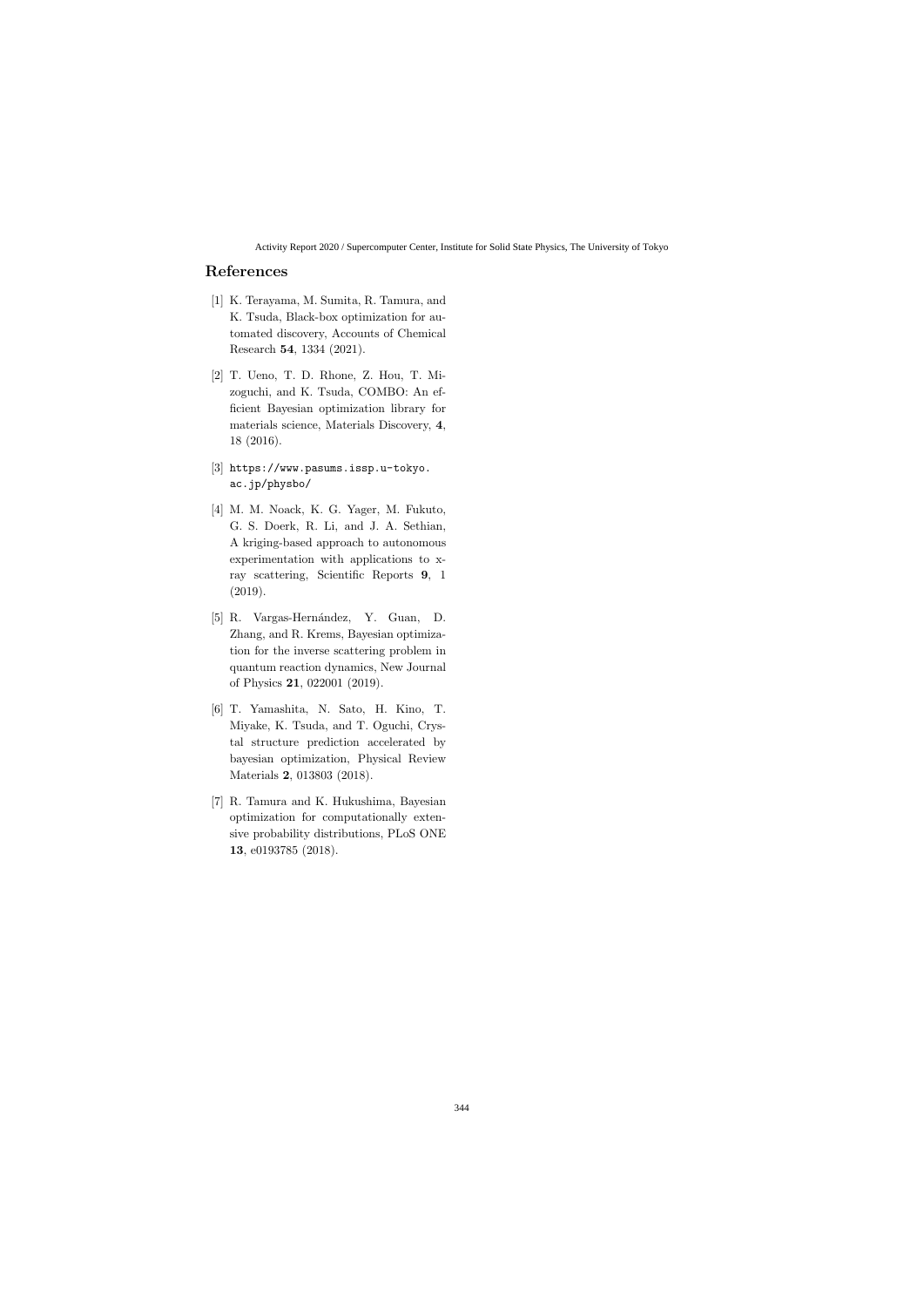## References

[1] K. Terayama, M. Sumita, R. Tamura, and K. Tsuda, Black-box optimization for automated discovery, Accounts of Chemical Research **54**, 1334 (2021).

[2] T. Ueno, T. D. Rhone, Z. Hou, T. Mizoguchi, and K. Tsuda, COMBO: An efficient Bayesian optimization library for materials science, Materials Discovery, **4**, 18 (2016).

[3] `https://www.pasums.issp.u-tokyo.ac.jp/physbo/`

[4] M. M. Noack, K. G. Yager, M. Fukuto, G. S. Doerk, R. Li, and J. A. Sethian, A kriging-based approach to autonomous experimentation with applications to x-ray scattering, Scientific Reports **9**, 1 (2019).

[5] R. Vargas-Hernández, Y. Guan, D. Zhang, and R. Krems, Bayesian optimization for the inverse scattering problem in quantum reaction dynamics, New Journal of Physics **21**, 022001 (2019).

[6] T. Yamashita, N. Sato, H. Kino, T. Miyake, K. Tsuda, and T. Oguchi, Crystal structure prediction accelerated by bayesian optimization, Physical Review Materials **2**, 013803 (2018).

[7] R. Tamura and K. Hukushima, Bayesian optimization for computationally extensive probability distributions, PLoS ONE **13**, e0193785 (2018).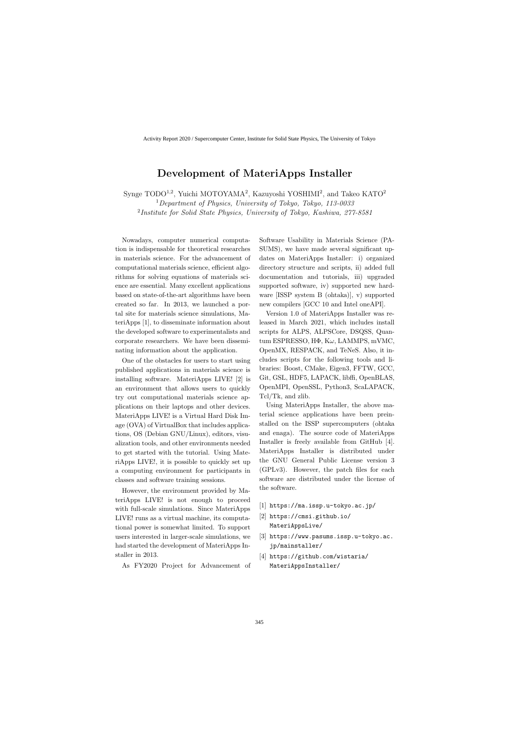# Development of MateriApps Installer

Synge TODO[1,2], Yuichi MOTOYAMA[2], Kazuyoshi YOSHIMI[2], and Takeo KATO[2]

[1]*Department of Physics, University of Tokyo, Tokyo, 113-0033*

[2]*Institute for Solid State Physics, University of Tokyo, Kashiwa, 277-8581*

Nowadays, computer numerical computation is indispensable for theoretical researches in materials science. For the advancement of computational materials science, efficient algorithms for solving equations of materials science are essential. Many excellent applications based on state-of-the-art algorithms have been created so far. In 2013, we launched a portal site for materials science simulations, MateriApps [1], to disseminate information about the developed software to experimentalists and corporate researchers. We have been disseminating information about the application.

One of the obstacles for users to start using published applications in materials science is installing software. MateriApps LIVE! [2] is an environment that allows users to quickly try out computational materials science applications on their laptops and other devices. MateriApps LIVE! is a Virtual Hard Disk Image (OVA) of VirtualBox that includes applications, OS (Debian GNU/Linux), editors, visualization tools, and other environments needed to get started with the tutorial. Using MateriApps LIVE!, it is possible to quickly set up a computing environment for participants in classes and software training sessions.

However, the environment provided by MateriApps LIVE! is not enough to proceed with full-scale simulations. Since MateriApps LIVE! runs as a virtual machine, its computational power is somewhat limited. To support users interested in larger-scale simulations, we had started the development of MateriApps Installer in 2013.

As FY2020 Project for Advancement of Software Usability in Materials Science (PASUMS), we have made several significant updates on MateriApps Installer: i) organized directory structure and scripts, ii) added full documentation and tutorials, iii) upgraded supported software, iv) supported new hardware [ISSP system B (ohtaka)], v) supported new compilers [GCC 10 and Intel oneAPI].

Version 1.0 of MateriApps Installer was released in March 2021, which includes install scripts for ALPS, ALPSCore, DSQSS, Quantum ESPRESSO, HΦ, Kω, LAMMPS, mVMC, OpenMX, RESPACK, and TeNeS. Also, it includes scripts for the following tools and libraries: Boost, CMake, Eigen3, FFTW, GCC, Git, GSL, HDF5, LAPACK, libffi, OpenBLAS, OpenMPI, OpenSSL, Python3, ScaLAPACK, Tcl/Tk, and zlib.

Using MateriApps Installer, the above material science applications have been preinstalled on the ISSP supercomputers (ohtaka and enaga). The source code of MateriApps Installer is freely available from GitHub [4]. MateriApps Installer is distributed under the GNU General Public License version 3 (GPLv3). However, the patch files for each software are distributed under the license of the software.

[1] https://ma.issp.u-tokyo.ac.jp/

[2] https://cmsi.github.io/MateriAppsLive/

[3] https://www.pasums.issp.u-tokyo.ac.jp/mainstaller/

[4] https://github.com/wistaria/MateriAppsInstaller/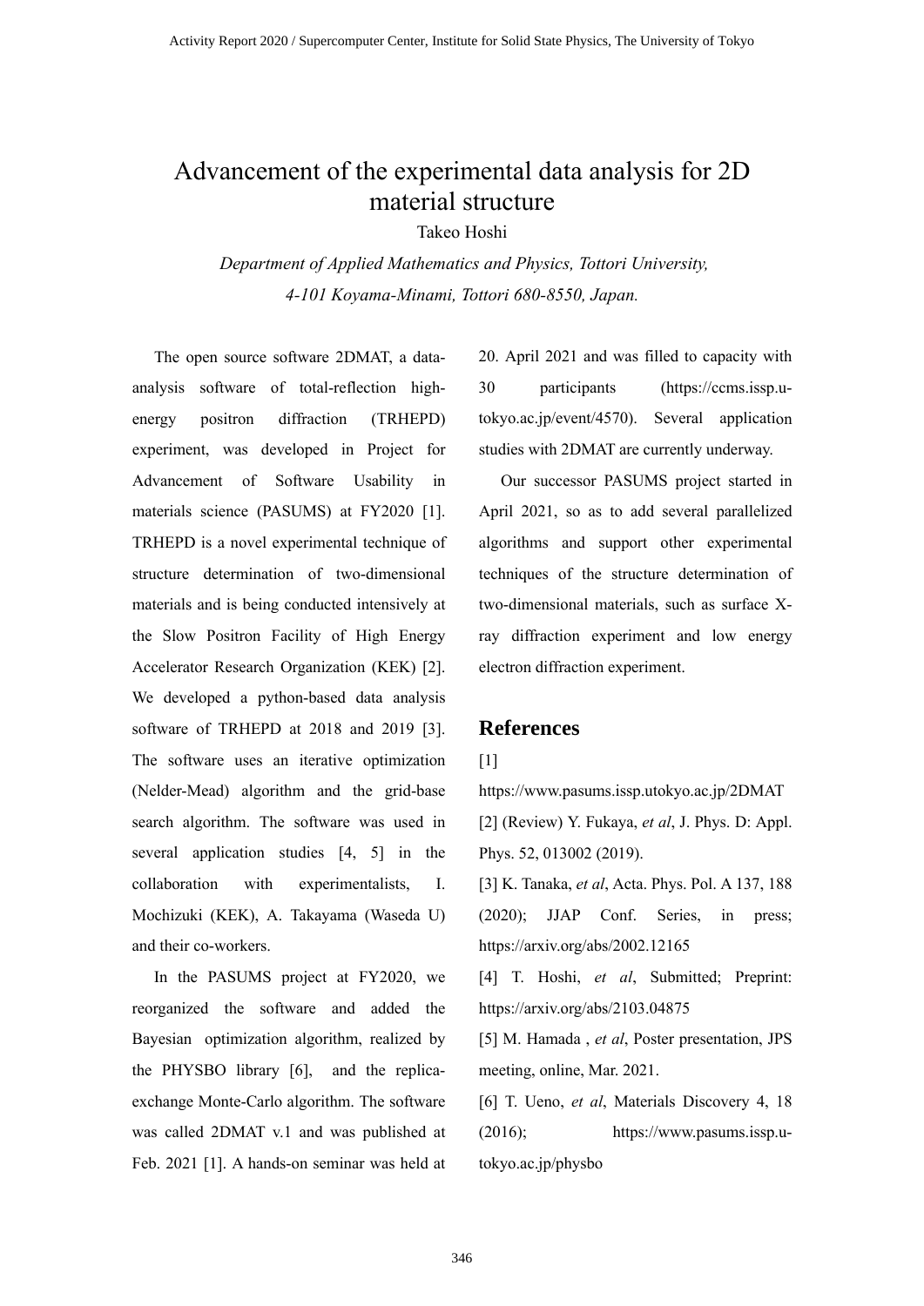# Advancement of the experimental data analysis for 2D material structure

Takeo Hoshi

*Department of Applied Mathematics and Physics, Tottori University, 4-101 Koyama-Minami, Tottori 680-8550, Japan.*

The open source software 2DMAT, a data-analysis software of total-reflection high-energy positron diffraction (TRHEPD) experiment, was developed in Project for Advancement of Software Usability in materials science (PASUMS) at FY2020 [1]. TRHEPD is a novel experimental technique of structure determination of two-dimensional materials and is being conducted intensively at the Slow Positron Facility of High Energy Accelerator Research Organization (KEK) [2]. We developed a python-based data analysis software of TRHEPD at 2018 and 2019 [3]. The software uses an iterative optimization (Nelder-Mead) algorithm and the grid-base search algorithm. The software was used in several application studies [4, 5] in the collaboration with experimentalists, I. Mochizuki (KEK), A. Takayama (Waseda U) and their co-workers.

In the PASUMS project at FY2020, we reorganized the software and added the Bayesian optimization algorithm, realized by the PHYSBO library [6], and the replica-exchange Monte-Carlo algorithm. The software was called 2DMAT v.1 and was published at Feb. 2021 [1]. A hands-on seminar was held at 20. April 2021 and was filled to capacity with 30 participants (https://ccms.issp.u-tokyo.ac.jp/event/4570). Several application studies with 2DMAT are currently underway.

Our successor PASUMS project started in April 2021, so as to add several parallelized algorithms and support other experimental techniques of the structure determination of two-dimensional materials, such as surface X-ray diffraction experiment and low energy electron diffraction experiment.

## References

[1] https://www.pasums.issp.utokyo.ac.jp/2DMAT

[2] (Review) Y. Fukaya, *et al*, J. Phys. D: Appl. Phys. 52, 013002 (2019).

[3] K. Tanaka, *et al*, Acta. Phys. Pol. A 137, 188 (2020); JJAP Conf. Series, in press; https://arxiv.org/abs/2002.12165

[4] T. Hoshi, *et al*, Submitted; Preprint: https://arxiv.org/abs/2103.04875

[5] M. Hamada , *et al*, Poster presentation, JPS meeting, online, Mar. 2021.

[6] T. Ueno, *et al*, Materials Discovery 4, 18 (2016); https://www.pasums.issp.u-tokyo.ac.jp/physbo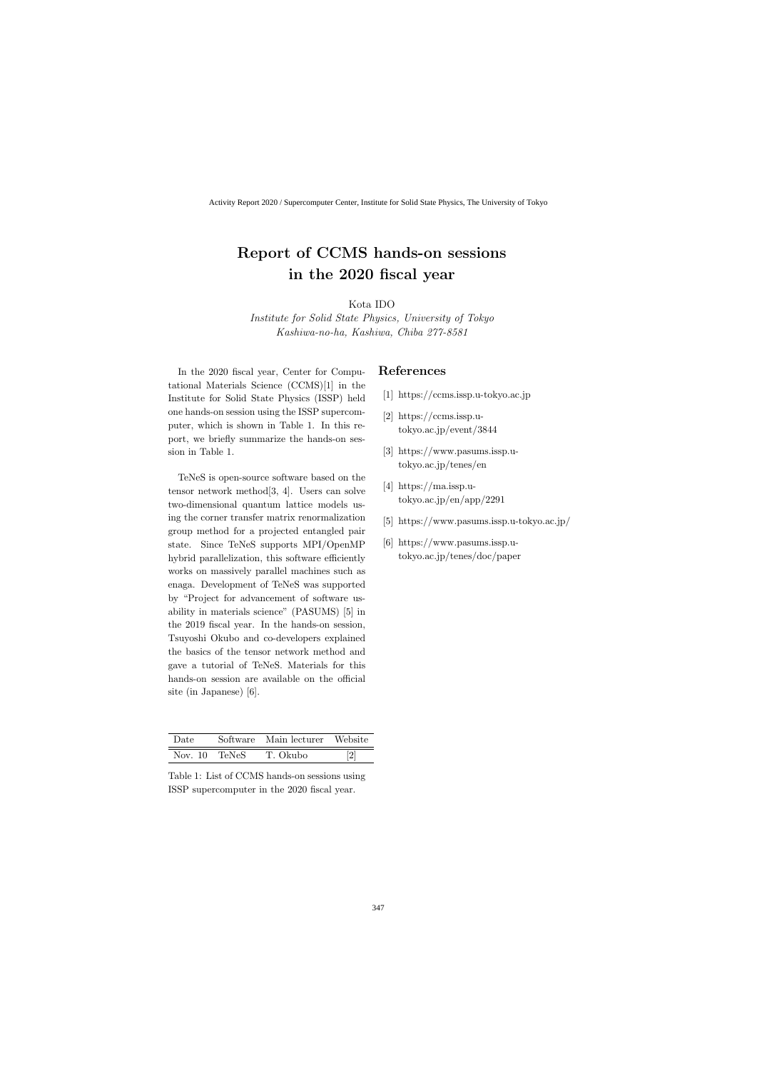# Report of CCMS hands-on sessions in the 2020 fiscal year

Kota IDO

*Institute for Solid State Physics, University of Tokyo*
*Kashiwa-no-ha, Kashiwa, Chiba 277-8581*

In the 2020 fiscal year, Center for Computational Materials Science (CCMS)[1] in the Institute for Solid State Physics (ISSP) held one hands-on session using the ISSP supercomputer, which is shown in Table 1. In this report, we briefly summarize the hands-on session in Table 1.

TeNeS is open-source software based on the tensor network method[3, 4]. Users can solve two-dimensional quantum lattice models using the corner transfer matrix renormalization group method for a projected entangled pair state. Since TeNeS supports MPI/OpenMP hybrid parallelization, this software efficiently works on massively parallel machines such as enaga. Development of TeNeS was supported by "Project for advancement of software usability in materials science" (PASUMS) [5] in the 2019 fiscal year. In the hands-on session, Tsuyoshi Okubo and co-developers explained the basics of the tensor network method and gave a tutorial of TeNeS. Materials for this hands-on session are available on the official site (in Japanese) [6].

| Date | Software | Main lecturer | Website |
|---|---|---|---|
| Nov. 10 | TeNeS | T. Okubo | [2] |

Table 1: List of CCMS hands-on sessions using ISSP supercomputer in the 2020 fiscal year.

## References

[1] https://ccms.issp.u-tokyo.ac.jp

[2] https://ccms.issp.u-tokyo.ac.jp/event/3844

[3] https://www.pasums.issp.u-tokyo.ac.jp/tenes/en

[4] https://ma.issp.u-tokyo.ac.jp/en/app/2291

[5] https://www.pasums.issp.u-tokyo.ac.jp/

[6] https://www.pasums.issp.u-tokyo.ac.jp/tenes/doc/paper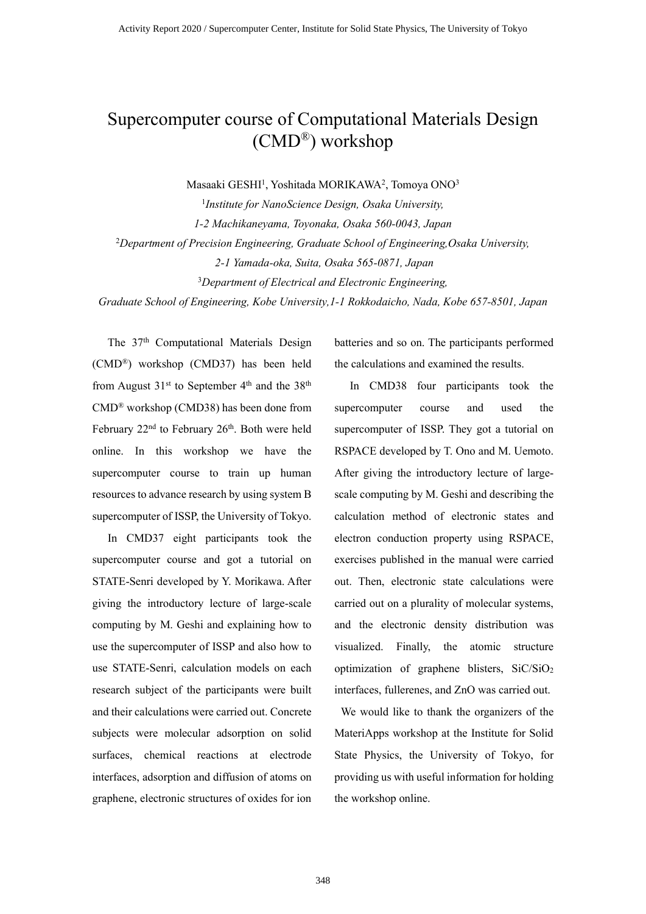# Supercomputer course of Computational Materials Design ($\text{CMD}^{®}$) workshop

Masaaki GESHI[1], Yoshitada MORIKAWA[2], Tomoya ONO[3]

[1]*Institute for NanoScience Design, Osaka University,*
*1-2 Machikaneyama, Toyonaka, Osaka 560-0043, Japan*

[2]*Department of Precision Engineering, Graduate School of Engineering,Osaka University,*
*2-1 Yamada-oka, Suita, Osaka 565-0871, Japan*

[3]*Department of Electrical and Electronic Engineering,*
*Graduate School of Engineering, Kobe University,1-1 Rokkodaicho, Nada, Kobe 657-8501, Japan*

The 37th Computational Materials Design ($\text{CMD}^{®}$) workshop (CMD37) has been held from August 31st to September 4th and the 38th $\text{CMD}^{®}$ workshop (CMD38) has been done from February 22nd to February 26th. Both were held online. In this workshop we have the supercomputer course to train up human resources to advance research by using system B supercomputer of ISSP, the University of Tokyo.

In CMD37 eight participants took the supercomputer course and got a tutorial on STATE-Senri developed by Y. Morikawa. After giving the introductory lecture of large-scale computing by M. Geshi and explaining how to use the supercomputer of ISSP and also how to use STATE-Senri, calculation models on each research subject of the participants were built and their calculations were carried out. Concrete subjects were molecular adsorption on solid surfaces, chemical reactions at electrode interfaces, adsorption and diffusion of atoms on graphene, electronic structures of oxides for ion batteries and so on. The participants performed the calculations and examined the results.

In CMD38 four participants took the supercomputer course and used the supercomputer of ISSP. They got a tutorial on RSPACE developed by T. Ono and M. Uemoto. After giving the introductory lecture of large-scale computing by M. Geshi and describing the calculation method of electronic states and electron conduction property using RSPACE, exercises published in the manual were carried out. Then, electronic state calculations were carried out on a plurality of molecular systems, and the electronic density distribution was visualized. Finally, the atomic structure optimization of graphene blisters, $SiC/SiO_2$ interfaces, fullerenes, and ZnO was carried out.

We would like to thank the organizers of the MateriApps workshop at the Institute for Solid State Physics, the University of Tokyo, for providing us with useful information for holding the workshop online.